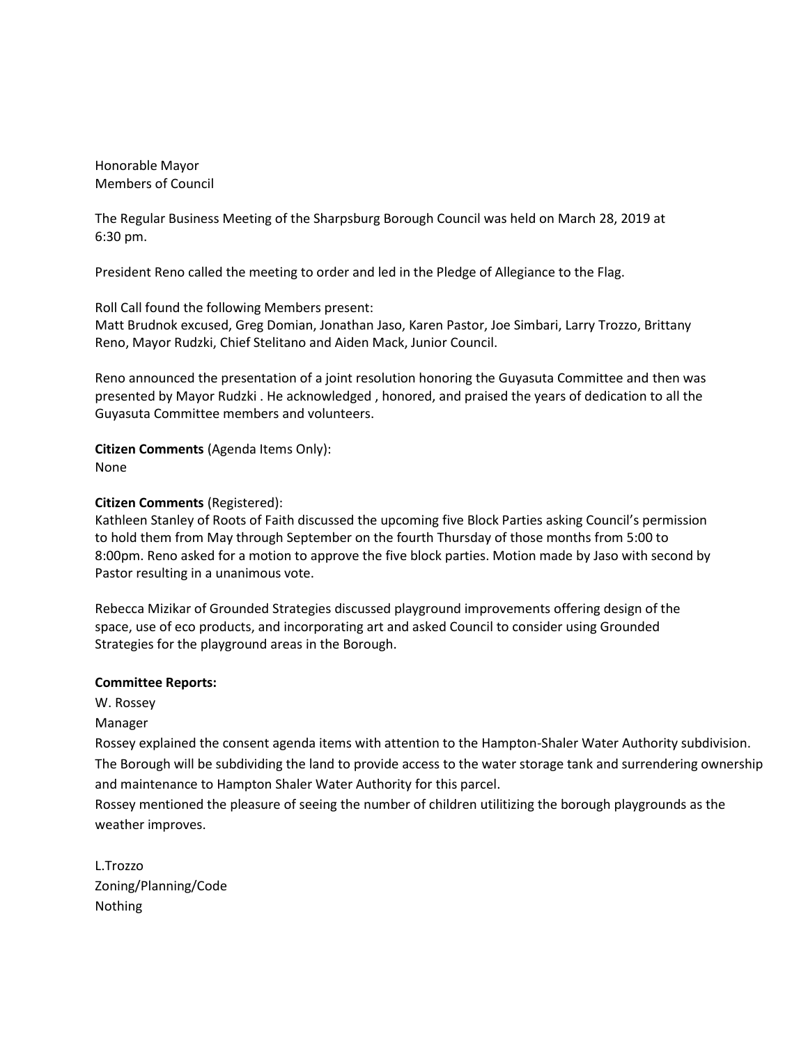Honorable Mayor
Members of Council

The Regular Business Meeting of the Sharpsburg Borough Council was held on March 28, 2019 at 6:30 pm.

President Reno called the meeting to order and led in the Pledge of Allegiance to the Flag.

Roll Call found the following Members present:
Matt Brudnok excused, Greg Domian, Jonathan Jaso, Karen Pastor, Joe Simbari, Larry Trozzo, Brittany Reno, Mayor Rudzki, Chief Stelitano and Aiden Mack, Junior Council.

Reno announced the presentation of a joint resolution honoring the Guyasuta Committee and then was presented by Mayor Rudzki . He acknowledged , honored, and praised the years of dedication to all the Guyasuta Committee members and volunteers.

**Citizen Comments** (Agenda Items Only):
None

**Citizen Comments** (Registered):
Kathleen Stanley of Roots of Faith discussed the upcoming five Block Parties asking Council's permission to hold them from May through September on the fourth Thursday of those months from 5:00 to 8:00pm. Reno asked for a motion to approve the five block parties. Motion made by Jaso with second by Pastor resulting in a unanimous vote.

Rebecca Mizikar of Grounded Strategies discussed playground improvements offering design of the space, use of eco products, and incorporating art and asked Council to consider using Grounded Strategies for the playground areas in the Borough.

**Committee Reports:**

W. Rossey
Manager
Rossey explained the consent agenda items with attention to the Hampton-Shaler Water Authority subdivision. The Borough will be subdividing the land to provide access to the water storage tank and surrendering ownership and maintenance to Hampton Shaler Water Authority for this parcel.
Rossey mentioned the pleasure of seeing the number of children utilitizing the borough playgrounds as the weather improves.

L.Trozzo
Zoning/Planning/Code
Nothing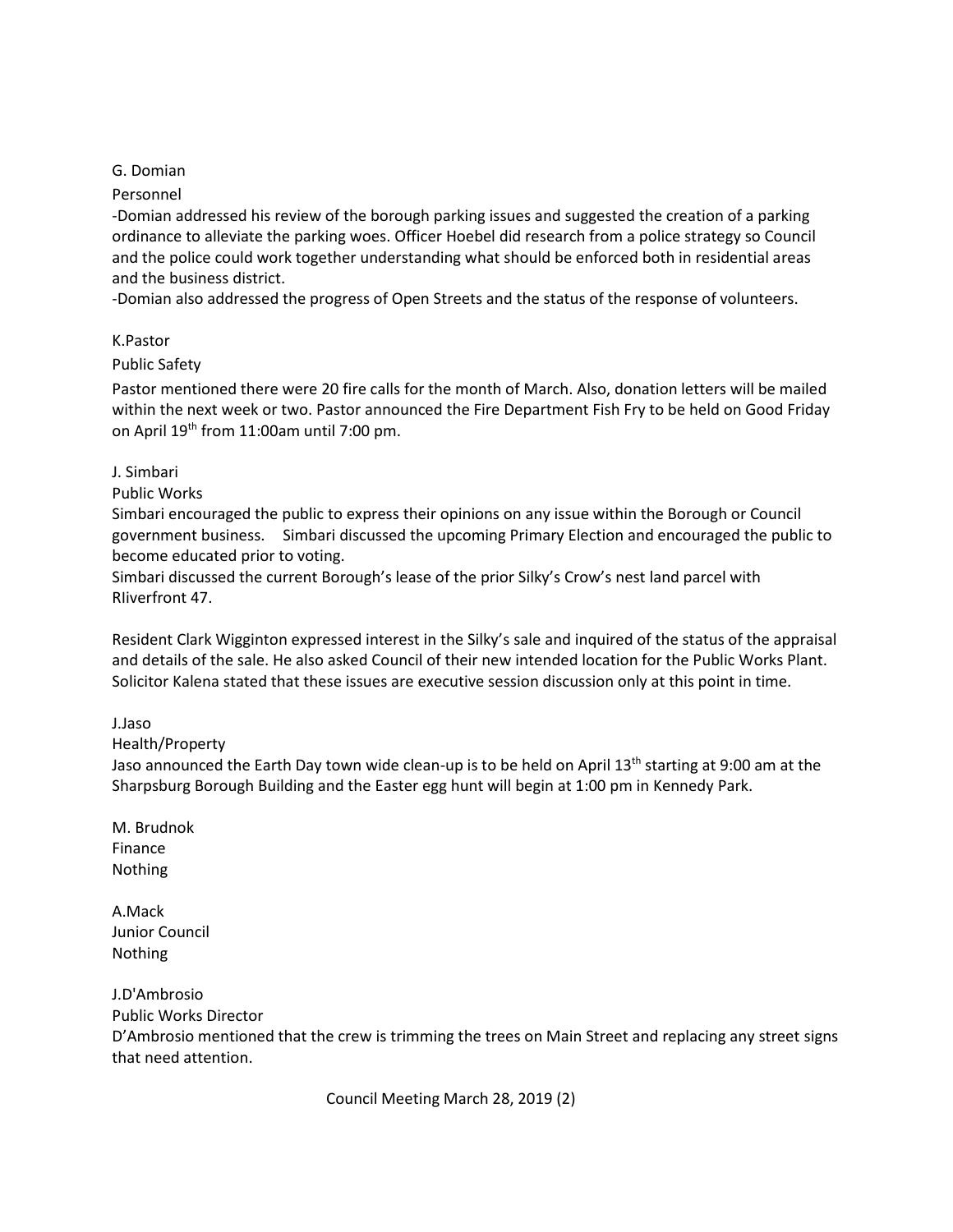G. Domian

Personnel

-Domian addressed his review of the borough parking issues and suggested the creation of a parking ordinance to alleviate the parking woes. Officer Hoebel did research from a police strategy so Council and the police could work together understanding what should be enforced both in residential areas and the business district.

-Domian also addressed the progress of Open Streets and the status of the response of volunteers.

K.Pastor

Public Safety

Pastor mentioned there were 20 fire calls for the month of March. Also, donation letters will be mailed within the next week or two. Pastor announced the Fire Department Fish Fry to be held on Good Friday on April 19th from 11:00am until 7:00 pm.

J. Simbari

Public Works

Simbari encouraged the public to express their opinions on any issue within the Borough or Council government business. Simbari discussed the upcoming Primary Election and encouraged the public to become educated prior to voting.

Simbari discussed the current Borough's lease of the prior Silky's Crow's nest land parcel with RIiverfront 47.

Resident Clark Wigginton expressed interest in the Silky's sale and inquired of the status of the appraisal and details of the sale. He also asked Council of their new intended location for the Public Works Plant. Solicitor Kalena stated that these issues are executive session discussion only at this point in time.

J.Jaso

Health/Property

Jaso announced the Earth Day town wide clean-up is to be held on April 13th starting at 9:00 am at the Sharpsburg Borough Building and the Easter egg hunt will begin at 1:00 pm in Kennedy Park.

M. Brudnok

Finance

Nothing

A.Mack

Junior Council

Nothing

J.D'Ambrosio

Public Works Director

D'Ambrosio mentioned that the crew is trimming the trees on Main Street and replacing any street signs that need attention.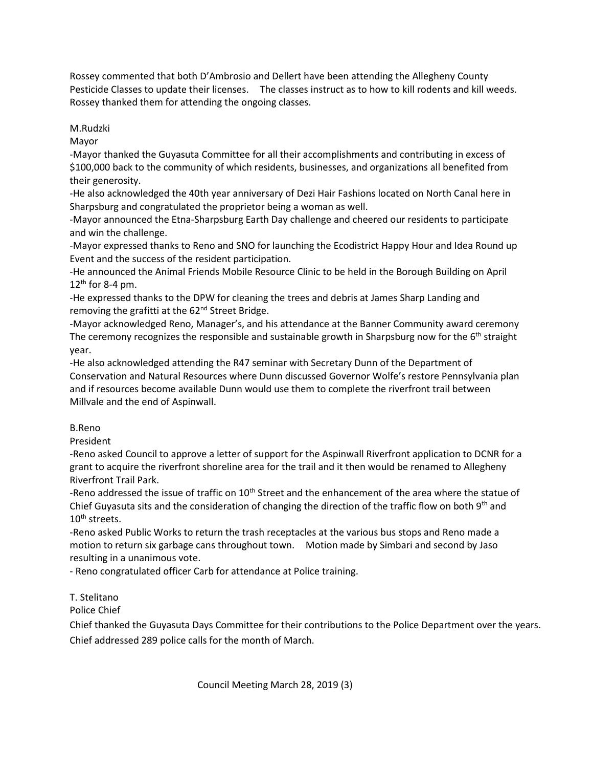Rossey commented that both D'Ambrosio and Dellert have been attending the Allegheny County Pesticide Classes to update their licenses. The classes instruct as to how to kill rodents and kill weeds. Rossey thanked them for attending the ongoing classes.

M.Rudzki
Mayor
-Mayor thanked the Guyasuta Committee for all their accomplishments and contributing in excess of $100,000 back to the community of which residents, businesses, and organizations all benefited from their generosity.
-He also acknowledged the 40th year anniversary of Dezi Hair Fashions located on North Canal here in Sharpsburg and congratulated the proprietor being a woman as well.
-Mayor announced the Etna-Sharpsburg Earth Day challenge and cheered our residents to participate and win the challenge.
-Mayor expressed thanks to Reno and SNO for launching the Ecodistrict Happy Hour and Idea Round up Event and the success of the resident participation.
-He announced the Animal Friends Mobile Resource Clinic to be held in the Borough Building on April 12th for 8-4 pm.
-He expressed thanks to the DPW for cleaning the trees and debris at James Sharp Landing and removing the grafitti at the 62nd Street Bridge.
-Mayor acknowledged Reno, Manager's, and his attendance at the Banner Community award ceremony The ceremony recognizes the responsible and sustainable growth in Sharpsburg now for the 6th straight year.
-He also acknowledged attending the R47 seminar with Secretary Dunn of the Department of Conservation and Natural Resources where Dunn discussed Governor Wolfe's restore Pennsylvania plan and if resources become available Dunn would use them to complete the riverfront trail between Millvale and the end of Aspinwall.

B.Reno
President
-Reno asked Council to approve a letter of support for the Aspinwall Riverfront application to DCNR for a grant to acquire the riverfront shoreline area for the trail and it then would be renamed to Allegheny Riverfront Trail Park.
-Reno addressed the issue of traffic on 10th Street and the enhancement of the area where the statue of Chief Guyasuta sits and the consideration of changing the direction of the traffic flow on both 9th and 10th streets.
-Reno asked Public Works to return the trash receptacles at the various bus stops and Reno made a motion to return six garbage cans throughout town. Motion made by Simbari and second by Jaso resulting in a unanimous vote.
- Reno congratulated officer Carb for attendance at Police training.

T. Stelitano
Police Chief
Chief thanked the Guyasuta Days Committee for their contributions to the Police Department over the years.
Chief addressed 289 police calls for the month of March.

Council Meeting March 28, 2019 (3)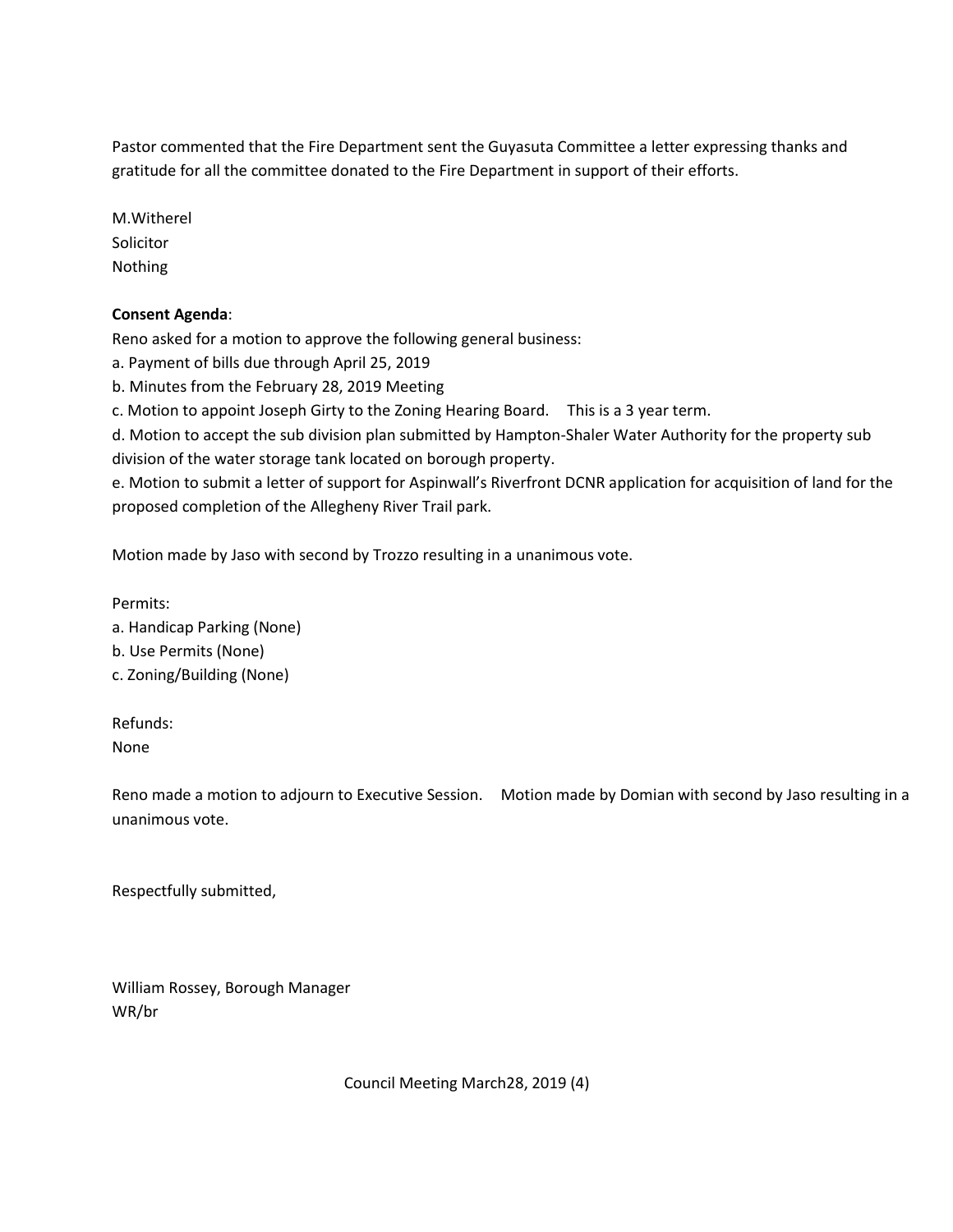Pastor commented that the Fire Department sent the Guyasuta Committee a letter expressing thanks and gratitude for all the committee donated to the Fire Department in support of their efforts.

M.Witherel
Solicitor
Nothing

**Consent Agenda**:
Reno asked for a motion to approve the following general business:
a. Payment of bills due through April 25, 2019
b. Minutes from the February 28, 2019 Meeting
c. Motion to appoint Joseph Girty to the Zoning Hearing Board. This is a 3 year term.
d. Motion to accept the sub division plan submitted by Hampton-Shaler Water Authority for the property sub division of the water storage tank located on borough property.
e. Motion to submit a letter of support for Aspinwall's Riverfront DCNR application for acquisition of land for the proposed completion of the Allegheny River Trail park.

Motion made by Jaso with second by Trozzo resulting in a unanimous vote.

Permits:
a. Handicap Parking (None)
b. Use Permits (None)
c. Zoning/Building (None)

Refunds:
None

Reno made a motion to adjourn to Executive Session. Motion made by Domian with second by Jaso resulting in a unanimous vote.

Respectfully submitted,

William Rossey, Borough Manager
WR/br